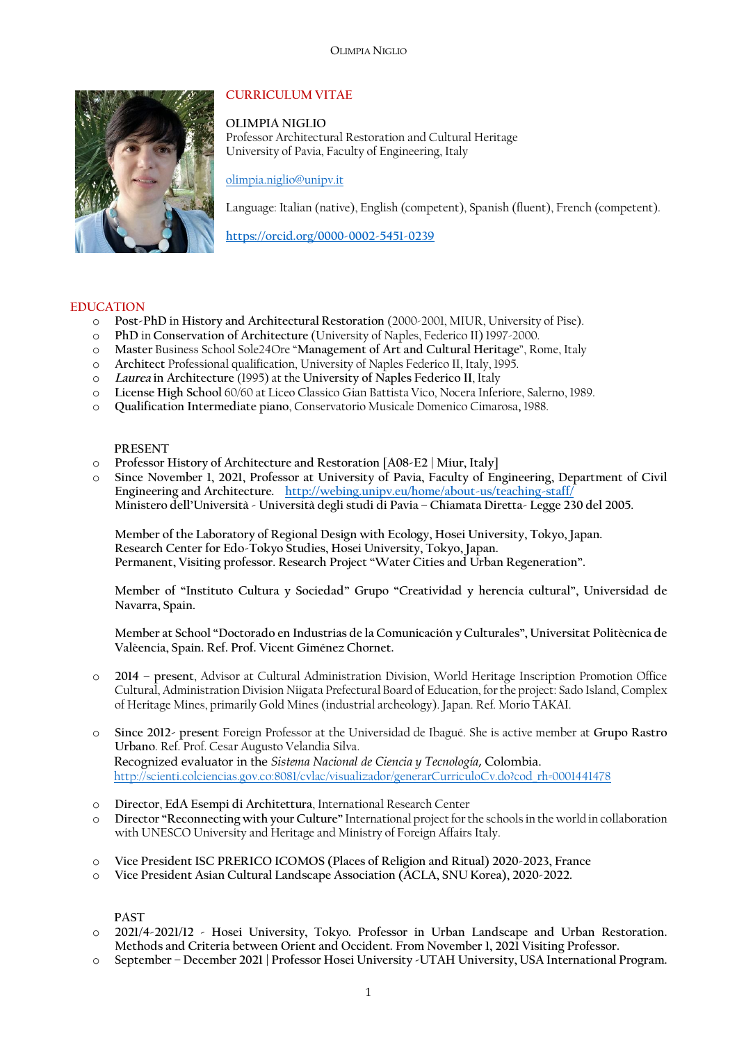# CURRICULUM VITAE

**OLIMPIA NIGLIO**
Professor Architectural Restoration and Cultural Heritage
University of Pavia, Faculty of Engineering, Italy

olimpia.niglio@unipv.it

Language: Italian (native), English (competent), Spanish (fluent), French (competent).

https://orcid.org/0000-0002-5451-0239

## EDUCATION

- **Post-PhD** in **History and Architectural Restoration** (2000-2001, MIUR, University of Pise).
- **PhD** in **Conservation of Architecture** (University of Naples, Federico II) 1997-2000.
- **Master** Business School Sole24Ore "**Management of Art and Cultural Heritage**", Rome, Italy
- **Architect** Professional qualification, University of Naples Federico II, Italy, 1995.
- ***Laurea*** **in Architecture** (1995) at the **University of Naples Federico II**, Italy
- **License High School** 60/60 at Liceo Classico Gian Battista Vico, Nocera Inferiore, Salerno, 1989.
- **Qualification Intermediate piano**, Conservatorio Musicale Domenico Cimarosa, 1988.

PRESENT

- **Professor History of Architecture and Restoration [A08-E2 | Miur, Italy]**
- **Since November 1, 2021, Professor at University of Pavia, Faculty of Engineering, Department of Civil Engineering and Architecture.** http://webing.unipv.eu/home/about-us/teaching-staff/
  **Ministero dell'Università - Università degli studi di Pavia – Chiamata Diretta- Legge 230 del 2005.**

  **Member of the Laboratory of Regional Design with Ecology, Hosei University, Tokyo, Japan.**
  **Research Center for Edo-Tokyo Studies, Hosei University, Tokyo, Japan.**
  **Permanent, Visiting professor. Research Project "Water Cities and Urban Regeneration".**

  **Member of "Instituto Cultura y Sociedad" Grupo "Creatividad y herencia cultural", Universidad de Navarra, Spain.**

  **Member at School "Doctorado en Industrias de la Comunicación y Culturales", Universitat Politècnica de Valèencia, Spain. Ref. Prof. Vicent Giménez Chornet.**

- **2014 – present**, Advisor at Cultural Administration Division, World Heritage Inscription Promotion Office Cultural, Administration Division Niigata Prefectural Board of Education, for the project: Sado Island, Complex of Heritage Mines, primarily Gold Mines (industrial archeology). Japan. Ref. Morio TAKAI.

- **Since 2012- present** Foreign Professor at the Universidad de Ibagué. She is active member at **Grupo Rastro Urbano**. Ref. Prof. Cesar Augusto Velandia Silva.
  Recognized evaluator in the *Sistema Nacional de Ciencia y Tecnología*, Colombia.
  http://scienti.colciencias.gov.co:8081/cvlac/visualizador/generarCurriculoCv.do?cod_rh=0001441478

- **Director**, **EdA Esempi di Architettura**, International Research Center
- **Director "Reconnecting with your Culture"** International project for the schools in the world in collaboration with UNESCO University and Heritage and Ministry of Foreign Affairs Italy.

- **Vice President ISC PRERICO ICOMOS (Places of Religion and Ritual) 2020-2023, France**
- **Vice President Asian Cultural Landscape Association (ACLA, SNU Korea), 2020-2022.**

PAST

- **2021/4-2021/12 - Hosei University, Tokyo. Professor in Urban Landscape and Urban Restoration. Methods and Criteria between Orient and Occident. From November 1, 2021 Visiting Professor.**
- **September – December 2021 | Professor Hosei University -UTAH University, USA International Program.**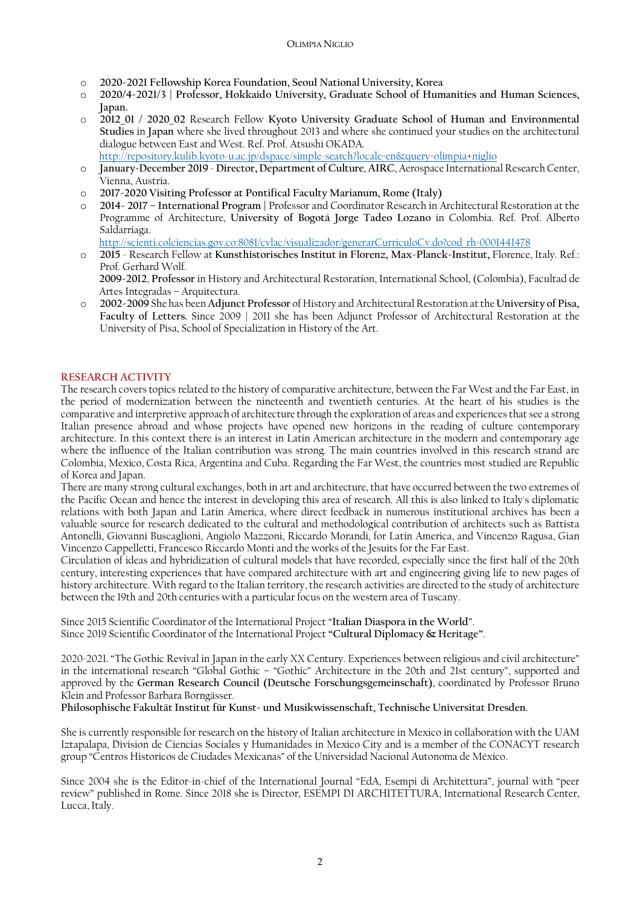- **2020-2021 Fellowship Korea Foundation, Seoul National University, Korea**
- **2020/4-2021/3 | Professor, Hokkaido University, Graduate School of Humanities and Human Sciences, Japan.**
- **2012_01 / 2020_02** Research Fellow **Kyoto University Graduate School of Human and Environmental Studies** in **Japan** where she lived throughout 2013 and where she continued your studies on the architectural dialogue between East and West. Ref. Prof. Atsushi OKADA.
  http://repository.kulib.kyoto-u.ac.jp/dspace/simple-search?locale=en&query=olimpia+niglio
- **January-December 2019 - Director, Department of Culture**, **AIRC**, Aerospace International Research Center, Vienna, Austria.
- **2017-2020 Visiting Professor at Pontifical Faculty Marianum, Rome (Italy)**
- **2014- 2017 – International Program** | Professor and Coordinator Research in Architectural Restoration at the Programme of Architecture, **University of Bogotá Jorge Tadeo Lozano** in Colombia. Ref. Prof. Alberto Saldarriaga.
  http://scienti.colciencias.gov.co:8081/cvlac/visualizador/generarCurriculoCv.do?cod_rh=0001441478
- **2015** - Research Fellow at **Kunsthistorisches Institut in Florenz, Max-Planck-Institut,** Florence, Italy. Ref.: Prof. Gerhard Wolf.
  **2009-2012**, **Professor** in History and Architectural Restoration, International School, (Colombia), Facultad de Artes Integradas – Arquitectura.
- **2002-2009** She has been **Adjunct Professor** of History and Architectural Restoration at the **University of Pisa, Faculty of Letters.** Since 2009 | 2011 she has been Adjunct Professor of Architectural Restoration at the University of Pisa, School of Specialization in History of the Art.

## RESEARCH ACTIVITY

The research covers topics related to the history of comparative architecture, between the Far West and the Far East, in the period of modernization between the nineteenth and twentieth centuries. At the heart of his studies is the comparative and interpretive approach of architecture through the exploration of areas and experiences that see a strong Italian presence abroad and whose projects have opened new horizons in the reading of culture contemporary architecture. In this context there is an interest in Latin American architecture in the modern and contemporary age where the influence of the Italian contribution was strong. The main countries involved in this research strand are Colombia, Mexico, Costa Rica, Argentina and Cuba. Regarding the Far West, the countries most studied are Republic of Korea and Japan.

There are many strong cultural exchanges, both in art and architecture, that have occurred between the two extremes of the Pacific Ocean and hence the interest in developing this area of research. All this is also linked to Italy's diplomatic relations with both Japan and Latin America, where direct feedback in numerous institutional archives has been a valuable source for research dedicated to the cultural and methodological contribution of architects such as Battista Antonelli, Giovanni Buscaglioni, Angiolo Mazzoni, Riccardo Morandi, for Latin America, and Vincenzo Ragusa, Gian Vincenzo Cappelletti, Francesco Riccardo Monti and the works of the Jesuits for the Far East.

Circulation of ideas and hybridization of cultural models that have recorded, especially since the first half of the 20th century, interesting experiences that have compared architecture with art and engineering giving life to new pages of history architecture. With regard to the Italian territory, the research activities are directed to the study of architecture between the 19th and 20th centuries with a particular focus on the western area of Tuscany.

Since 2015 Scientific Coordinator of the International Project "**Italian Diaspora in the World**".
Since 2019 Scientific Coordinator of the International Project **"Cultural Diplomacy & Heritage"**.

2020-2021. "The Gothic Revival in Japan in the early XX Century. Experiences between religious and civil architecture" in the international research "Global Gothic – "Gothic" Architecture in the 20th and 21st century", supported and approved by the **German Research Council (Deutsche Forschungsgemeinschaft)**, coordinated by Professor Bruno Klein and Professor Barbara Borngässer.
**Philosophische Fakultät Institut für Kunst- und Musikwissenschaft, Technische Universitat Dresden**.

She is currently responsible for research on the history of Italian architecture in Mexico in collaboration with the UAM Iztapalapa, Division de Ciencias Sociales y Humanidades in Mexico City and is a member of the CONACYT research group "Centros Historicos de Ciudades Mexicanas" of the Universidad Nacional Autonoma de México.

Since 2004 she is the Editor-in-chief of the International Journal "EdA, Esempi di Architettura", journal with "peer review" published in Rome. Since 2018 she is Director, ESEMPI DI ARCHITETTURA, International Research Center, Lucca, Italy.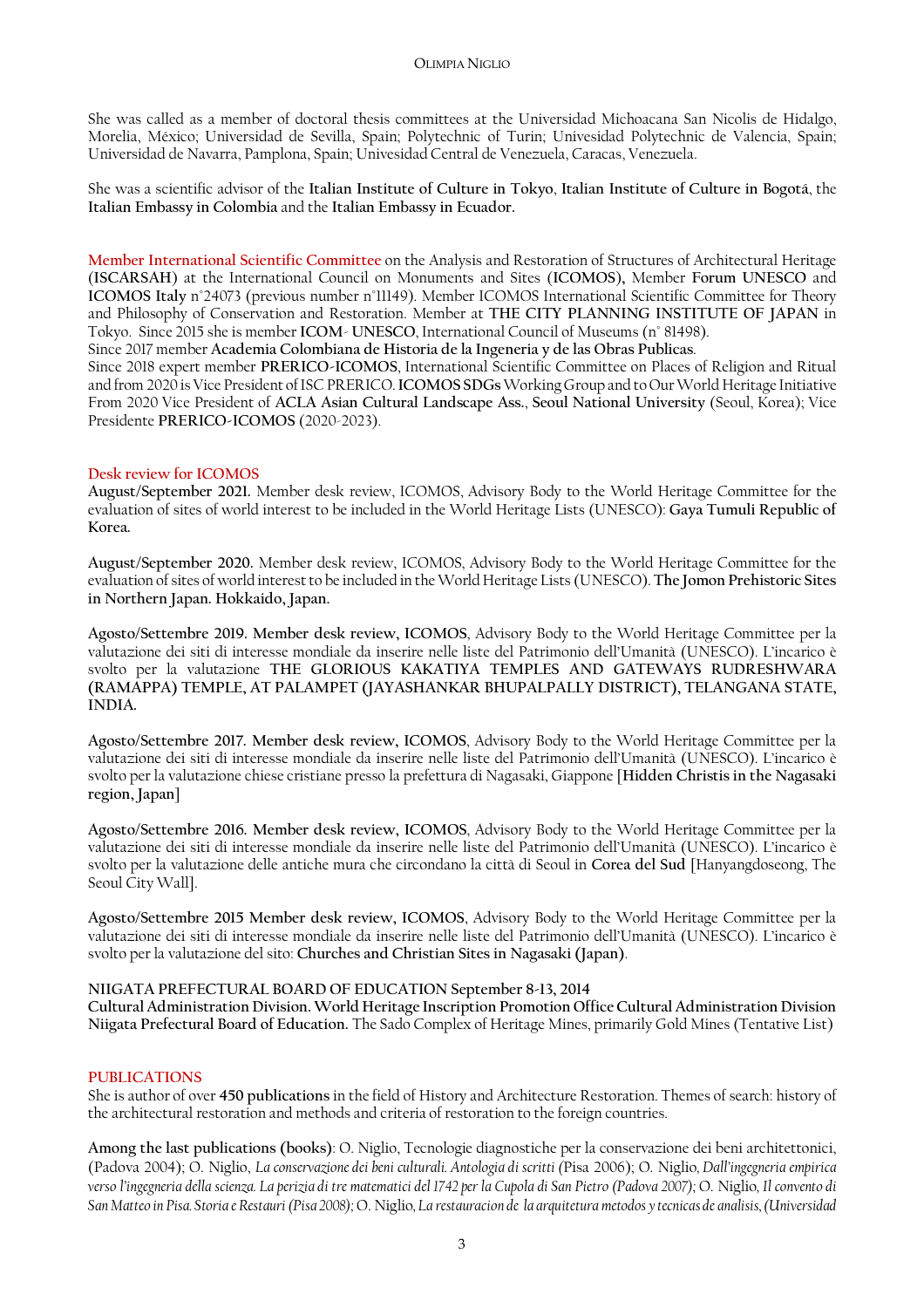She was called as a member of doctoral thesis committees at the Universidad Michoacana San Nicolis de Hidalgo, Morelia, México; Universidad de Sevilla, Spain; Polytechnic of Turin; Univesidad Polytechnic de Valencia, Spain; Universidad de Navarra, Pamplona, Spain; Univesidad Central de Venezuela, Caracas, Venezuela.

She was a scientific advisor of the **Italian Institute of Culture in Tokyo**, **Italian Institute of Culture in Bogotá**, the **Italian Embassy in Colombia** and the **Italian Embassy in Ecuador.**

Member International Scientific Committee on the Analysis and Restoration of Structures of Architectural Heritage **(ISCARSAH)** at the International Council on Monuments and Sites **(ICOMOS),** Member **Forum UNESCO** and **ICOMOS Italy** n°24073 (previous number n°11149). Member ICOMOS International Scientific Committee for Theory and Philosophy of Conservation and Restoration. Member at **THE CITY PLANNING INSTITUTE OF JAPAN** in Tokyo. Since 2015 she is member **ICOM- UNESCO**, International Council of Museums (n° 81498).
Since 2017 member **Academia Colombiana de Historia de la Ingeneria y de las Obras Publicas**.
Since 2018 expert member **PRERICO-ICOMOS**, International Scientific Committee on Places of Religion and Ritual and from 2020 is Vice President of ISC PRERICO. **ICOMOS SDGs** Working Group and to Our World Heritage Initiative From 2020 Vice President of **ACLA Asian Cultural Landscape Ass.**, **Seoul National University** (Seoul, Korea); Vice Presidente **PRERICO-ICOMOS** (2020-2023).

## Desk review for ICOMOS

**August/September 2021.** Member desk review, ICOMOS, Advisory Body to the World Heritage Committee for the evaluation of sites of world interest to be included in the World Heritage Lists (UNESCO): **Gaya Tumuli Republic of Korea.**

**August/September 2020.** Member desk review, ICOMOS, Advisory Body to the World Heritage Committee for the evaluation of sites of world interest to be included in the World Heritage Lists (UNESCO). **The Jomon Prehistoric Sites in Northern Japan. Hokkaido, Japan.**

**Agosto/Settembre 2019. Member desk review, ICOMOS**, Advisory Body to the World Heritage Committee per la valutazione dei siti di interesse mondiale da inserire nelle liste del Patrimonio dell'Umanità (UNESCO). L'incarico è svolto per la valutazione **THE GLORIOUS KAKATIYA TEMPLES AND GATEWAYS RUDRESHWARA (RAMAPPA) TEMPLE, AT PALAMPET (JAYASHANKAR BHUPALPALLY DISTRICT), TELANGANA STATE, INDIA.**

**Agosto/Settembre 2017. Member desk review, ICOMOS**, Advisory Body to the World Heritage Committee per la valutazione dei siti di interesse mondiale da inserire nelle liste del Patrimonio dell'Umanità (UNESCO). L'incarico è svolto per la valutazione chiese cristiane presso la prefettura di Nagasaki, Giappone [**Hidden Christis in the Nagasaki region, Japan**]

**Agosto/Settembre 2016. Member desk review, ICOMOS**, Advisory Body to the World Heritage Committee per la valutazione dei siti di interesse mondiale da inserire nelle liste del Patrimonio dell'Umanità (UNESCO). L'incarico è svolto per la valutazione delle antiche mura che circondano la città di Seoul in **Corea del Sud** [Hanyangdoseong, The Seoul City Wall].

**Agosto/Settembre 2015 Member desk review, ICOMOS**, Advisory Body to the World Heritage Committee per la valutazione dei siti di interesse mondiale da inserire nelle liste del Patrimonio dell'Umanità (UNESCO). L'incarico è svolto per la valutazione del sito: **Churches and Christian Sites in Nagasaki (Japan)**.

**NIIGATA PREFECTURAL BOARD OF EDUCATION September 8-13, 2014**
**Cultural Administration Division. World Heritage Inscription Promotion Office Cultural Administration Division Niigata Prefectural Board of Education.** The Sado Complex of Heritage Mines, primarily Gold Mines (Tentative List)

## PUBLICATIONS

She is author of over **450 publications** in the field of History and Architecture Restoration. Themes of search: history of the architectural restoration and methods and criteria of restoration to the foreign countries.

**Among the last publications (books)**: O. Niglio, Tecnologie diagnostiche per la conservazione dei beni architettonici, (Padova 2004); O. Niglio, *La conservazione dei beni culturali. Antologia di scritti* (Pisa 2006); O. Niglio, *Dall'ingegneria empirica verso l'ingegneria della scienza. La perizia di tre matematici del 1742 per la Cupola di San Pietro (Padova 2007);* O. Niglio, *Il convento di San Matteo in Pisa. Storia e Restauri (Pisa 2008);* O. Niglio, *La restauracion de la arquitectura metodos y tecnicas de analisis, (Universidad*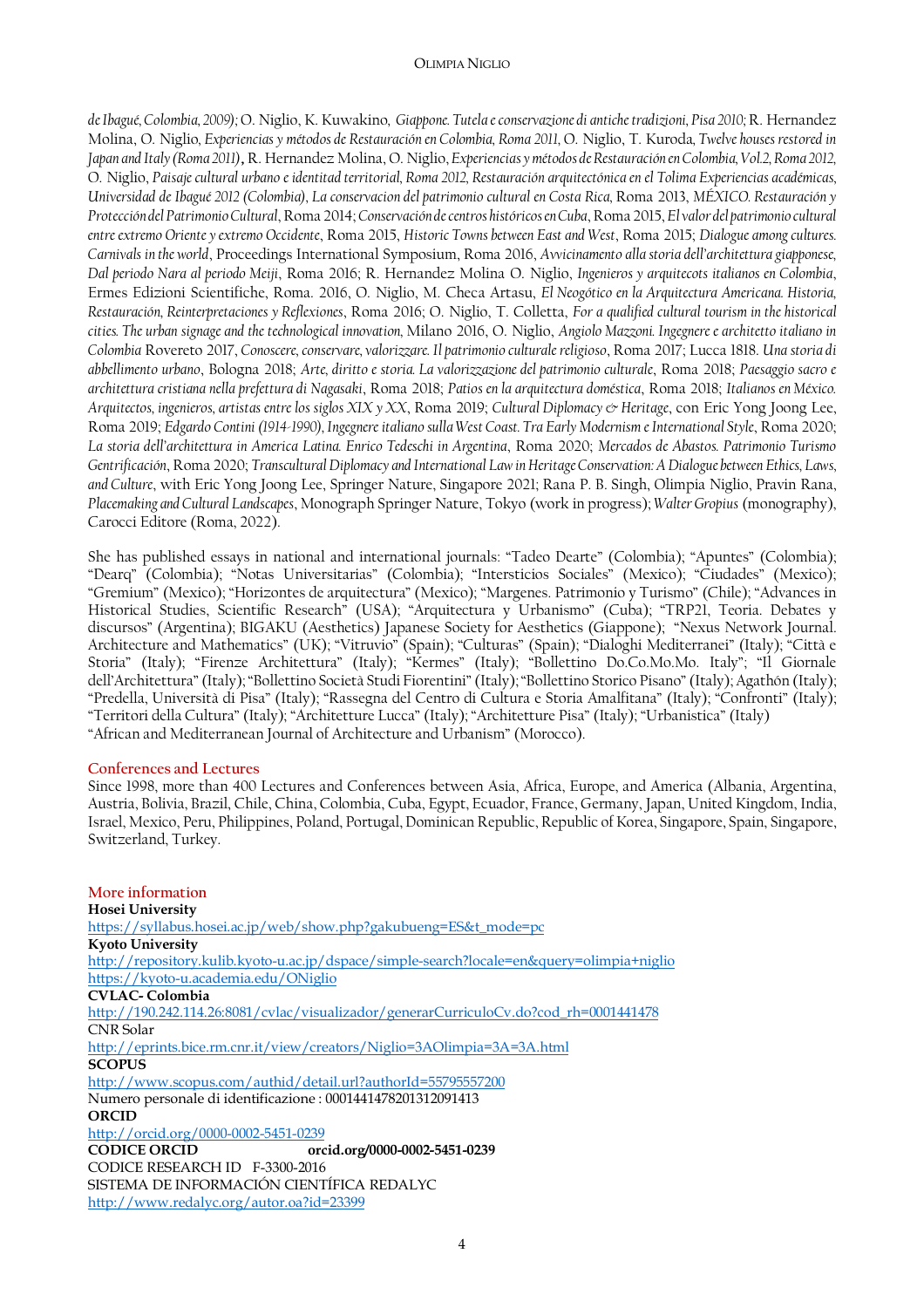*de Ibagué, Colombia, 2009)*; O. Niglio, K. Kuwakino, *Giappone. Tutela e conservazione di antiche tradizioni, Pisa 2010;* R. Hernandez Molina, O. Niglio, *Experiencias y métodos de Restauración en Colombia, Roma 2011,* O. Niglio, T. Kuroda, *Twelve houses restored in Japan and Italy (Roma 2011)***,** R. Hernandez Molina, O. Niglio, *Experiencias y métodos de Restauración en Colombia, Vol.2, Roma 2012,* O. Niglio, *Paisaje cultural urbano e identidad territorial, Roma 2012, Restauración arquitectónica en el Tolima Experiencias académicas, Universidad de Ibagué 2012 (Colombia)*, *La conservacion del patrimonio cultural en Costa Rica*, Roma 2013, *MÉXICO. Restauración y Protección del Patrimonio Cultural*, Roma 2014; *Conservación de centros históricos en Cuba*, Roma 2015, *El valor del patrimonio cultural entre extremo Oriente y extremo Occidente*, Roma 2015, *Historic Towns between East and West*, Roma 2015; *Dialogue among cultures. Carnivals in the world*, Proceedings International Symposium, Roma 2016, *Avvicinamento alla storia dell'architettura giapponese, Dal periodo Nara al periodo Meiji*, Roma 2016; R. Hernandez Molina O. Niglio, *Ingenieros y arquitecots italianos en Colombia*, Ermes Edizioni Scientifiche, Roma. 2016, O. Niglio, M. Checa Artasu, *El Neogótico en la Arquitectura Americana. Historia, Restauración, Reinterpretaciones y Reflexiones*, Roma 2016; O. Niglio, T. Colletta, *For a qualified cultural tourism in the historical cities. The urban signage and the technological innovation,* Milano 2016, O. Niglio, *Angiolo Mazzoni. Ingegnere e architetto italiano in Colombia* Rovereto 2017, *Conoscere, conservare, valorizzare. Il patrimonio culturale religioso*, Roma 2017; Lucca 1818. *Una storia di abbellimento urbano*, Bologna 2018; *Arte, diritto e storia. La valorizzazione del patrimonio culturale*, Roma 2018; *Paesaggio sacro e architettura cristiana nella prefettura di Nagasaki*, Roma 2018; *Patios en la arquitectura doméstica*, Roma 2018; *Italianos en México. Arquitectos, ingenieros, artistas entre los siglos XIX y XX*, Roma 2019; *Cultural Diplomacy & Heritage*, con Eric Yong Joong Lee, Roma 2019; *Edgardo Contini (1914-1990), Ingegnere italiano sulla West Coast. Tra Early Modernism e International Style*, Roma 2020; *La storia dell'architettura in America Latina. Enrico Tedeschi in Argentina*, Roma 2020; *Mercados de Abastos. Patrimonio Turismo Gentrificación*, Roma 2020; *Transcultural Diplomacy and International Law in Heritage Conservation: A Dialogue between Ethics, Laws, and Culture*, with Eric Yong Joong Lee, Springer Nature, Singapore 2021; Rana P. B. Singh, Olimpia Niglio, Pravin Rana, *Placemaking and Cultural Landscapes*, Monograph Springer Nature, Tokyo (work in progress); *Walter Gropius* (monography), Carocci Editore (Roma, 2022).

She has published essays in national and international journals: "Tadeo Dearte" (Colombia); "Apuntes" (Colombia); "Dearq" (Colombia); "Notas Universitarias" (Colombia); "Intersticios Sociales" (Mexico); "Ciudades" (Mexico); "Gremium" (Mexico); "Horizontes de arquitectura" (Mexico); "Margenes. Patrimonio y Turismo" (Chile); "Advances in Historical Studies, Scientific Research" (USA); "Arquitectura y Urbanismo" (Cuba); "TRP21, Teoria. Debates y discursos" (Argentina); BIGAKU (Aesthetics) Japanese Society for Aesthetics (Giappone); "Nexus Network Journal. Architecture and Mathematics" (UK); "Vitruvio" (Spain); "Culturas" (Spain); "Dialoghi Mediterranei" (Italy); "Città e Storia" (Italy); "Firenze Architettura" (Italy); "Kermes" (Italy); "Bollettino Do.Co.Mo.Mo. Italy"; "Il Giornale dell'Architettura" (Italy); "Bollettino Società Studi Fiorentini" (Italy); "Bollettino Storico Pisano" (Italy); Agathón (Italy); "Predella, Università di Pisa" (Italy); "Rassegna del Centro di Cultura e Storia Amalfitana" (Italy); "Confronti" (Italy); "Territori della Cultura" (Italy); "Architetture Lucca" (Italy); "Architetture Pisa" (Italy); "Urbanistica" (Italy) "African and Mediterranean Journal of Architecture and Urbanism" (Morocco).

## Conferences and Lectures

Since 1998, more than 400 Lectures and Conferences between Asia, Africa, Europe, and America (Albania, Argentina, Austria, Bolivia, Brazil, Chile, China, Colombia, Cuba, Egypt, Ecuador, France, Germany, Japan, United Kingdom, India, Israel, Mexico, Peru, Philippines, Poland, Portugal, Dominican Republic, Republic of Korea, Singapore, Spain, Singapore, Switzerland, Turkey.

## More information

**Hosei University**
https://syllabus.hosei.ac.jp/web/show.php?gakubueng=ES&t_mode=pc
**Kyoto University**
http://repository.kulib.kyoto-u.ac.jp/dspace/simple-search?locale=en&query=olimpia+niglio
https://kyoto-u.academia.edu/ONiglio
**CVLAC- Colombia**
http://190.242.114.26:8081/cvlac/visualizador/generarCurriculoCv.do?cod_rh=0001441478
CNR Solar
http://eprints.bice.rm.cnr.it/view/creators/Niglio=3AOlimpia=3A=3A.html
**SCOPUS**
http://www.scopus.com/authid/detail.url?authorId=55795557200
Numero personale di identificazione : 0001441478201312091413
**ORCID**
http://orcid.org/0000-0002-5451-0239
**CODICE ORCID** **orcid.org/0000-0002-5451-0239**
CODICE RESEARCH ID F-3300-2016
SISTEMA DE INFORMACIÓN CIENTÍFICA REDALYC
http://www.redalyc.org/autor.oa?id=23399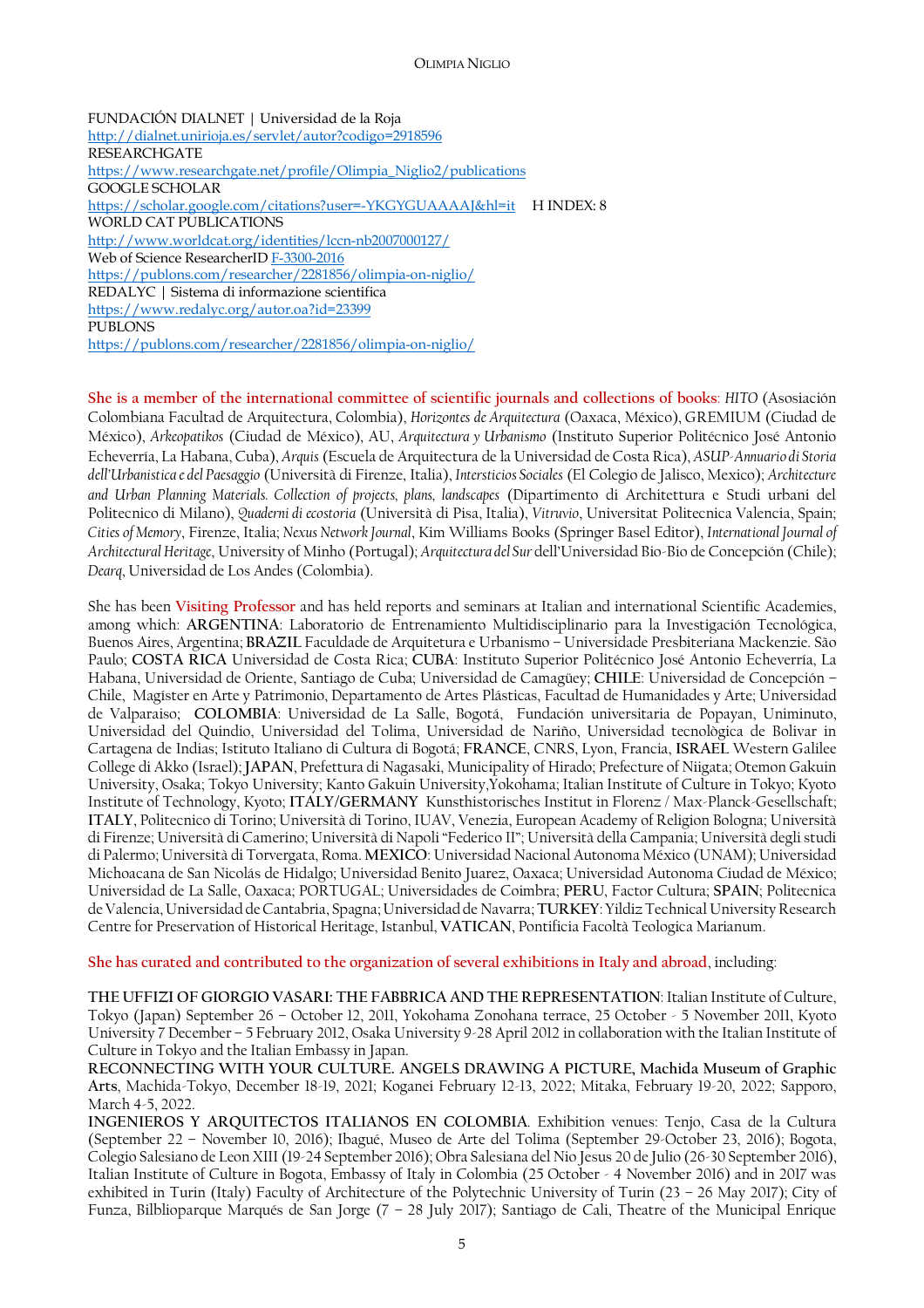FUNDACIÓN DIALNET | Universidad de la Roja
http://dialnet.unirioja.es/servlet/autor?codigo=2918596
RESEARCHGATE
https://www.researchgate.net/profile/Olimpia_Niglio2/publications
GOOGLE SCHOLAR
https://scholar.google.com/citations?user=-YKGYGUAAAAJ&hl=it H INDEX: 8
WORLD CAT PUBLICATIONS
http://www.worldcat.org/identities/lccn-nb2007000127/
Web of Science ResearcherID F-3300-2016
https://publons.com/researcher/2281856/olimpia-on-niglio/
REDALYC | Sistema di informazione scientifica
https://www.redalyc.org/autor.oa?id=23399
PUBLONS
https://publons.com/researcher/2281856/olimpia-on-niglio/

She is a member of the international committee of scientific journals and collections of books: *HITO* (Asosiación Colombiana Facultad de Arquitectura, Colombia), *Horizontes de Arquitectura* (Oaxaca, México), GREMIUM (Ciudad de México), *Arkeopatikos* (Ciudad de México), AU, *Arquitectura y Urbanismo* (Instituto Superior Politécnico José Antonio Echeverría, La Habana, Cuba), *Arquis* (Escuela de Arquitectura de la Universidad de Costa Rica), *ASUP-Annuario di Storia dell'Urbanistica e del Paesaggio* (Università di Firenze, Italia), *Intersticios Sociales* (El Colegio de Jalisco, Mexico); *Architecture and Urban Planning Materials. Collection of projects, plans, landscapes* (Dipartimento di Architettura e Studi urbani del Politecnico di Milano), *Quaderni di ecostoria* (Università di Pisa, Italia), *Vitruvio*, Universitat Politecnica Valencia, Spain; *Cities of Memory*, Firenze, Italia; *Nexus Network Journal*, Kim Williams Books (Springer Basel Editor), *International Journal of Architectural Heritage*, University of Minho (Portugal); *Arquitectura del Sur* dell'Universidad Bio-Bio de Concepción (Chile); *Dearq*, Universidad de Los Andes (Colombia).

She has been Visiting Professor and has held reports and seminars at Italian and international Scientific Academies, among which: **ARGENTINA**: Laboratorio de Entrenamiento Multidisciplinario para la Investigación Tecnológica, Buenos Aires, Argentina; **BRAZIL** Faculdade de Arquitetura e Urbanismo – Universidade Presbiteriana Mackenzie. São Paulo; **COSTA RICA** Universidad de Costa Rica; **CUBA**: Instituto Superior Politécnico José Antonio Echeverría, La Habana, Universidad de Oriente, Santiago de Cuba; Universidad de Camagüey; **CHILE**: Universidad de Concepción – Chile, Magíster en Arte y Patrimonio, Departamento de Artes Plásticas, Facultad de Humanidades y Arte; Universidad de Valparaiso; **COLOMBIA**: Universidad de La Salle, Bogotá, Fundación universitaria de Popayan, Uniminuto, Universidad del Quindio, Universidad del Tolima, Universidad de Nariño, Universidad tecnològica de Bolivar in Cartagena de Indias; Istituto Italiano di Cultura di Bogotá; **FRANCE**, CNRS, Lyon, Francia, **ISRAEL** Western Galilee College di Akko (Israel); **JAPAN**, Prefettura di Nagasaki, Municipality of Hirado; Prefecture of Niigata; Otemon Gakuin University, Osaka; Tokyo University; Kanto Gakuin University,Yokohama; Italian Institute of Culture in Tokyo; Kyoto Institute of Technology, Kyoto; **ITALY/GERMANY** Kunsthistorisches Institut in Florenz / Max-Planck-Gesellschaft; **ITALY**, Politecnico di Torino; Università di Torino, IUAV, Venezia, European Academy of Religion Bologna; Università di Firenze; Università di Camerino; Università di Napoli "Federico II"; Università della Campania; Università degli studi di Palermo; Università di Torvergata, Roma. **MEXICO**: Universidad Nacional Autonoma México (UNAM); Universidad Michoacana de San Nicolás de Hidalgo; Universidad Benito Juarez, Oaxaca; Universidad Autonoma Ciudad de México; Universidad de La Salle, Oaxaca; PORTUGAL; Universidades de Coimbra; **PERU**, Factor Cultura; **SPAIN**; Politecnica de Valencia, Universidad de Cantabria, Spagna; Universidad de Navarra; **TURKEY**: Yildiz Technical University Research Centre for Preservation of Historical Heritage, Istanbul, **VATICAN**, Pontificia Facoltà Teologica Marianum.

She has curated and contributed to the organization of several exhibitions in Italy and abroad, including:

**THE UFFIZI OF GIORGIO VASARI: THE FABBRICA AND THE REPRESENTATION**: Italian Institute of Culture, Tokyo (Japan) September 26 – October 12, 2011, Yokohama Zonohana terrace, 25 October - 5 November 2011, Kyoto University 7 December – 5 February 2012, Osaka University 9-28 April 2012 in collaboration with the Italian Institute of Culture in Tokyo and the Italian Embassy in Japan.
**RECONNECTING WITH YOUR CULTURE. ANGELS DRAWING A PICTURE, Machida Museum of Graphic Arts**, Machida-Tokyo, December 18-19, 2021; Koganei February 12-13, 2022; Mitaka, February 19-20, 2022; Sapporo, March 4-5, 2022.
**INGENIEROS Y ARQUITECTOS ITALIANOS EN COLOMBIA**. Exhibition venues: Tenjo, Casa de la Cultura (September 22 – November 10, 2016); Ibagué, Museo de Arte del Tolima (September 29-October 23, 2016); Bogota, Colegio Salesiano de Leon XIII (19-24 September 2016); Obra Salesiana del Nio Jesus 20 de Julio (26-30 September 2016), Italian Institute of Culture in Bogota, Embassy of Italy in Colombia (25 October - 4 November 2016) and in 2017 was exhibited in Turin (Italy) Faculty of Architecture of the Polytechnic University of Turin (23 – 26 May 2017); City of Funza, Bilblioparque Marqués de San Jorge (7 – 28 July 2017); Santiago de Cali, Theatre of the Municipal Enrique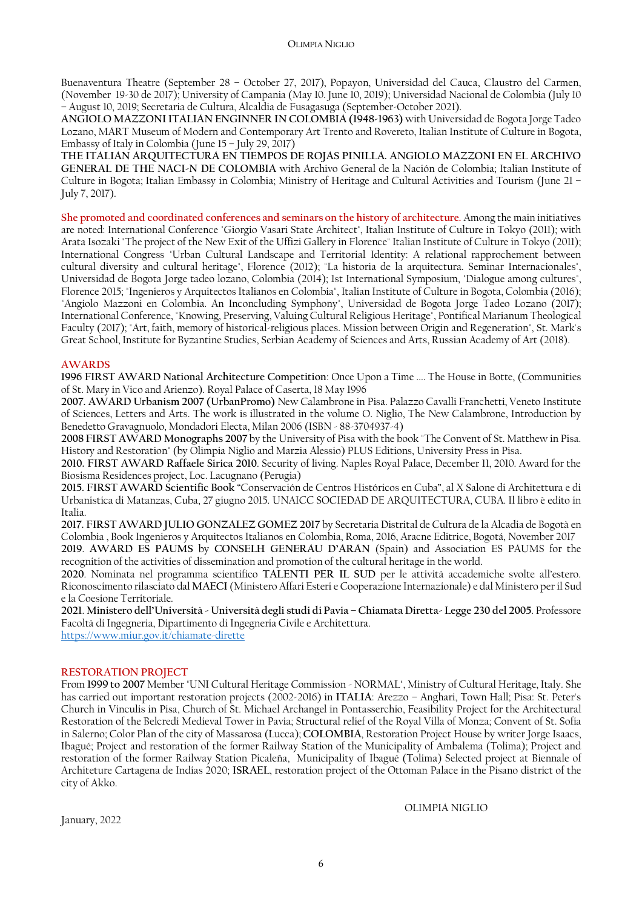Buenaventura Theatre (September 28 – October 27, 2017), Popayon, Universidad del Cauca, Claustro del Carmen, (November 19-30 de 2017); University of Campania (May 10. June 10, 2019); Universidad Nacional de Colombia (July 10 – August 10, 2019; Secretaria de Cultura, Alcaldia de Fusagasuga (September-October 2021).

**ANGIOLO MAZZONI ITALIAN ENGINNER IN COLOMBIA (1948-1963)** with Universidad de Bogota Jorge Tadeo Lozano, MART Museum of Modern and Contemporary Art Trento and Rovereto, Italian Institute of Culture in Bogota, Embassy of Italy in Colombia (June 15 – July 29, 2017)

**THE ITALIAN ARQUITECTURA EN TIEMPOS DE ROJAS PINILLA. ANGIOLO MAZZONI EN EL ARCHIVO GENERAL DE THE NACI-N DE COLOMBIA** with Archivo General de la Nación de Colombia; Italian Institute of Culture in Bogotà; Italian Embassy in Colombia; Ministry of Heritage and Cultural Activities and Tourism (June 21 – July 7, 2017).

**She promoted and coordinated conferences and seminars on the history of architecture.** Among the main initiatives are noted: International Conference "Giorgio Vasari State Architect", Italian Institute of Culture in Tokyo (2011); with Arata Isozaki "The project of the New Exit of the Uffizi Gallery in Florence" Italian Institute of Culture in Tokyo (2011); International Congress "Urban Cultural Landscape and Territorial Identity: A relational rapprochement between cultural diversity and cultural heritage", Florence (2012); "La historia de la arquitectura. Seminar Internacionales", Universidad de Bogota Jorge tadeo lozano, Colombia (2014); 1st International Symposium, "Dialogue among cultures", Florence 2015; "Ingenieros y Arquitectos Italianos en Colombia", Italian Institute of Culture in Bogota, Colombia (2016); "Angiolo Mazzoni en Colombia. An Inconcluding Symphony", Universidad de Bogota Jorge Tadeo Lozano (2017); International Conference, "Knowing, Preserving, Valuing Cultural Religious Heritage", Pontifical Marianum Theological Faculty (2017); "Art, faith, memory of historical-religious places. Mission between Origin and Regeneration", St. Mark's Great School, Institute for Byzantine Studies, Serbian Academy of Sciences and Arts, Russian Academy of Art (2018).

## AWARDS

**1996 FIRST AWARD National Architecture Competition**: Once Upon a Time .... The House in Botte, (Communities of St. Mary in Vico and Arienzo). Royal Palace of Caserta, 18 May 1996

**2007. AWARD Urbanism 2007 (UrbanPromo)** New Calambrone in Pisa. Palazzo Cavalli Franchetti, Veneto Institute of Sciences, Letters and Arts. The work is illustrated in the volume O. Niglio, The New Calambrone, Introduction by Benedetto Gravagnuolo, Mondadori Electa, Milan 2006 (ISBN - 88-3704937-4)

**2008 FIRST AWARD Monographs 2007** by the University of Pisa with the book "The Convent of St. Matthew in Pisa. History and Restoration" (by Olimpia Niglio and Marzia Alessio) PLUS Editions, University Press in Pisa.

**2010. FIRST AWARD Raffaele Sirica 2010**. Security of living. Naples Royal Palace, December 11, 2010. Award for the Biosisma Residences project, Loc. Lacugnano (Perugia)

**2015. FIRST AWARD Scientific Book** "Conservación de Centros Históricos en Cuba", al X Salone di Architettura e di Urbanistica di Matanzas, Cuba, 27 giugno 2015. UNAICC SOCIEDAD DE ARQUITECTURA, CUBA. Il libro è edito in Italia.

**2017. FIRST AWARD JULIO GONZALEZ GOMEZ 2017** by Secretaria Distrital de Cultura de la Alcadia de Bogotà en Colombia , Book Ingenieros y Arquitectos Italianos en Colombia, Roma, 2016, Aracne Editrice, Bogotá, November 2017

**2019**. **AWARD ES PAUMS** by **CONSELH GENERAU D'ARAN** (Spain) and Association ES PAUMS for the recognition of the activities of dissemination and promotion of the cultural heritage in the world.

**2020**. Nominata nel programma scientifico **TALENTI PER IL SUD** per le attività accademiche svolte all'estero. Riconoscimento rilasciato dal **MAECI** (Ministero Affari Esteri e Cooperazione Internazionale) e dal Ministero per il Sud e la Coesione Territoriale.

**2021**. **Ministero dell'Università - Università degli studi di Pavia – Chiamata Diretta- Legge 230 del 2005**. Professore Facoltà di Ingegneria, Dipartimento di Ingegneria Civile e Architettura.
https://www.miur.gov.it/chiamate-dirette

## RESTORATION PROJECT

From **1999 to 2007** Member "UNI Cultural Heritage Commission - NORMAL", Ministry of Cultural Heritage, Italy. She has carried out important restoration projects (2002-2016) in **ITALIA**: Arezzo – Anghari, Town Hall; Pisa: St. Peter's Church in Vinculis in Pisa, Church of St. Michael Archangel in Pontasserchio, Feasibility Project for the Architectural Restoration of the Belcredi Medieval Tower in Pavia; Structural relief of the Royal Villa of Monza; Convent of St. Sofia in Salerno; Color Plan of the city of Massarosa (Lucca); **COLOMBIA**, Restoration Project House by writer Jorge Isaacs, Ibagué; Project and restoration of the former Railway Station of the Municipality of Ambalema (Tolima); Project and restoration of the former Railway Station Picaleña, Municipality of Ibagué (Tolima) Selected project at Biennale of Architeture Cartagena de Indias 2020; **ISRAEL**, restoration project of the Ottoman Palace in the Pisano district of the city of Akko.

OLIMPIA NIGLIO

January, 2022